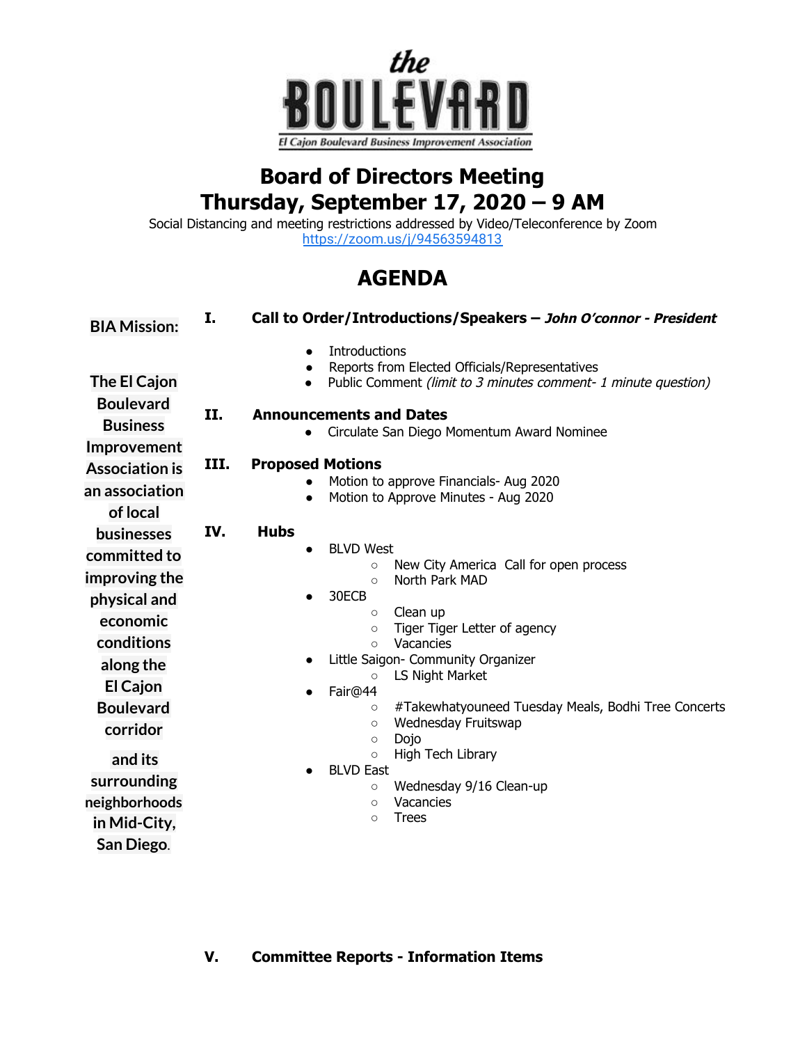the BOULEVARD

El Cajon Boulevard Business Improvement Association

# Board of Directors Meeting
# Thursday, September 17, 2020 – 9 AM

Social Distancing and meeting restrictions addressed by Video/Teleconference by Zoom
https://zoom.us/j/94563594813

## AGENDA

**BIA Mission:**

**The El Cajon Boulevard Business Improvement Association is an association of local businesses committed to improving the physical and economic conditions along the El Cajon Boulevard corridor and its surrounding neighborhoods in Mid-City, San Diego.**

### I. Call to Order/Introductions/Speakers – *John O'connor - President*

- Introductions
- Reports from Elected Officials/Representatives
- Public Comment *(limit to 3 minutes comment- 1 minute question)*

### II. Announcements and Dates

- Circulate San Diego Momentum Award Nominee

### III. Proposed Motions

- Motion to approve Financials- Aug 2020
- Motion to Approve Minutes - Aug 2020

### IV. Hubs

- BLVD West
  - New City America Call for open process
  - North Park MAD
- 30ECB
  - Clean up
  - Tiger Tiger Letter of agency
  - Vacancies
- Little Saigon- Community Organizer
  - LS Night Market
- Fair@44
  - #Takewhatyouneed Tuesday Meals, Bodhi Tree Concerts
  - Wednesday Fruitswap
  - Dojo
  - High Tech Library
- BLVD East
  - Wednesday 9/16 Clean-up
  - Vacancies
  - Trees

### V. Committee Reports - Information Items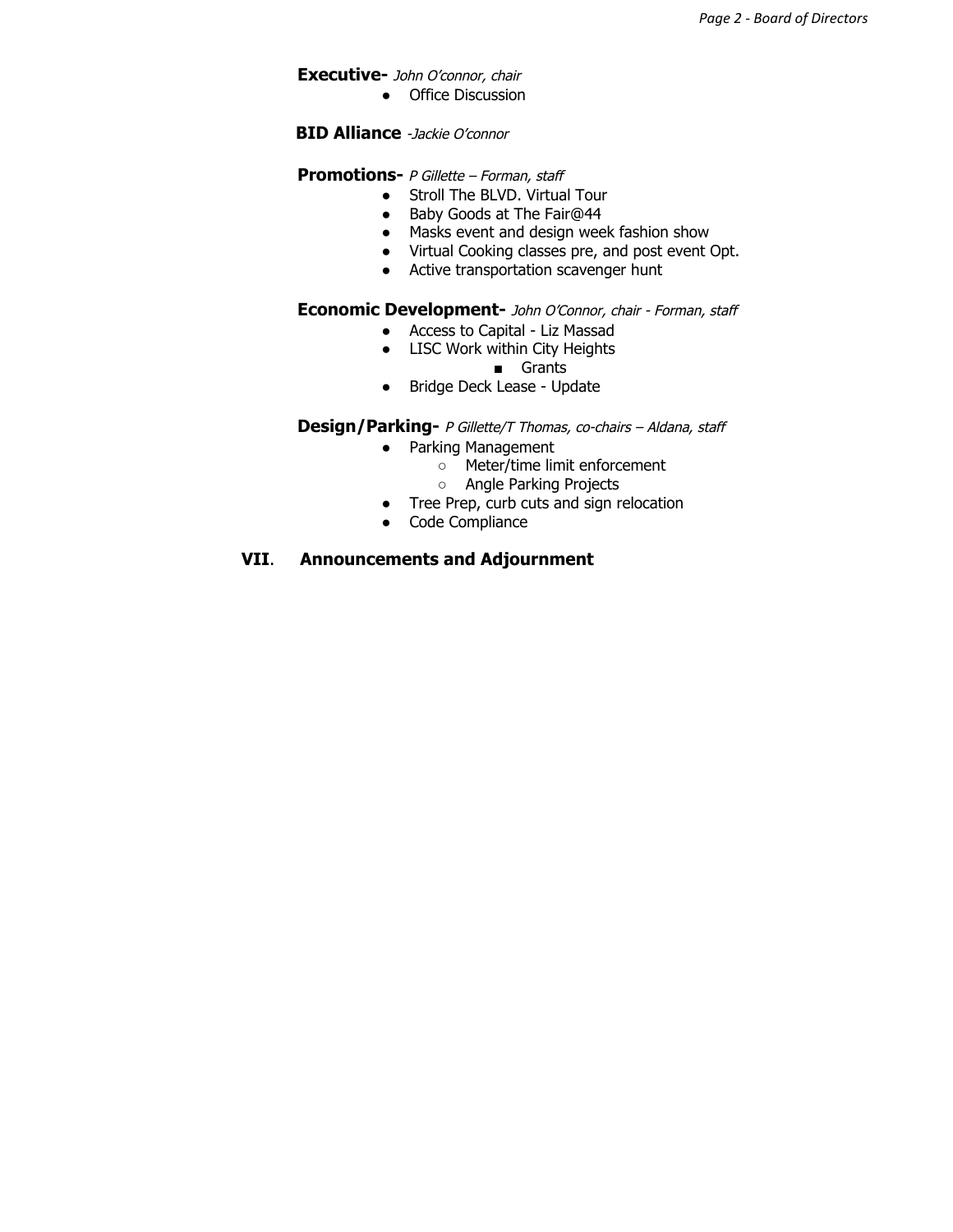**Executive-** *John O'connor, chair*

- Office Discussion

**BID Alliance** *-Jackie O'connor*

**Promotions-** *P Gillette – Forman, staff*

- Stroll The BLVD. Virtual Tour
- Baby Goods at The Fair@44
- Masks event and design week fashion show
- Virtual Cooking classes pre, and post event Opt.
- Active transportation scavenger hunt

**Economic Development-** *John O'Connor, chair - Forman, staff*

- Access to Capital - Liz Massad
- LISC Work within City Heights
    - Grants
- Bridge Deck Lease - Update

**Design/Parking-** *P Gillette/T Thomas, co-chairs – Aldana, staff*

- Parking Management
    - Meter/time limit enforcement
    - Angle Parking Projects
- Tree Prep, curb cuts and sign relocation
- Code Compliance

## VII. Announcements and Adjournment